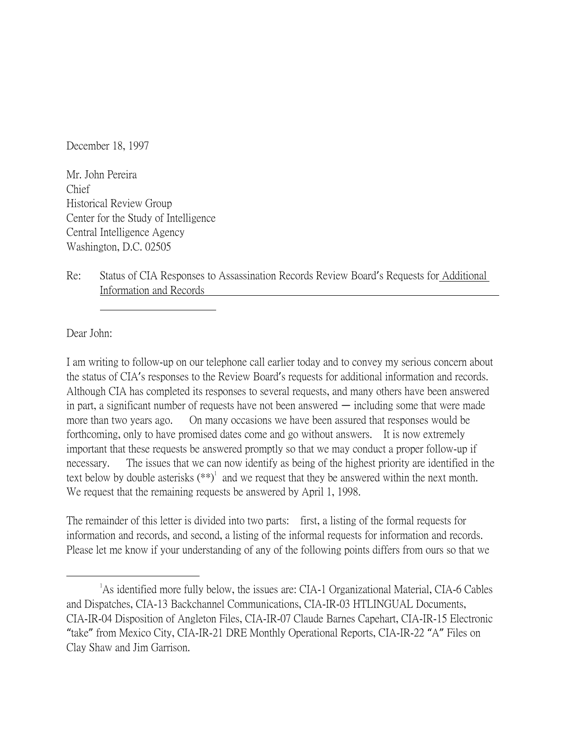December 18, 1997

Mr. John Pereira
Chief
Historical Review Group
Center for the Study of Intelligence
Central Intelligence Agency
Washington, D.C. 02505

Re: Status of CIA Responses to Assassination Records Review Board's Requests for Additional Information and Records

Dear John:

I am writing to follow-up on our telephone call earlier today and to convey my serious concern about the status of CIA's responses to the Review Board's requests for additional information and records. Although CIA has completed its responses to several requests, and many others have been answered in part, a significant number of requests have not been answered — including some that were made more than two years ago. On many occasions we have been assured that responses would be forthcoming, only to have promised dates come and go without answers. It is now extremely important that these requests be answered promptly so that we may conduct a proper follow-up if necessary. The issues that we can now identify as being of the highest priority are identified in the text below by double asterisks (**)[1] and we request that they be answered within the next month. We request that the remaining requests be answered by April 1, 1998.

The remainder of this letter is divided into two parts: first, a listing of the formal requests for information and records, and second, a listing of the informal requests for information and records. Please let me know if your understanding of any of the following points differs from ours so that we

---

[1] As identified more fully below, the issues are: CIA-1 Organizational Material, CIA-6 Cables and Dispatches, CIA-13 Backchannel Communications, CIA-IR-03 HTLINGUAL Documents, CIA-IR-04 Disposition of Angleton Files, CIA-IR-07 Claude Barnes Capehart, CIA-IR-15 Electronic "take" from Mexico City, CIA-IR-21 DRE Monthly Operational Reports, CIA-IR-22 "A" Files on Clay Shaw and Jim Garrison.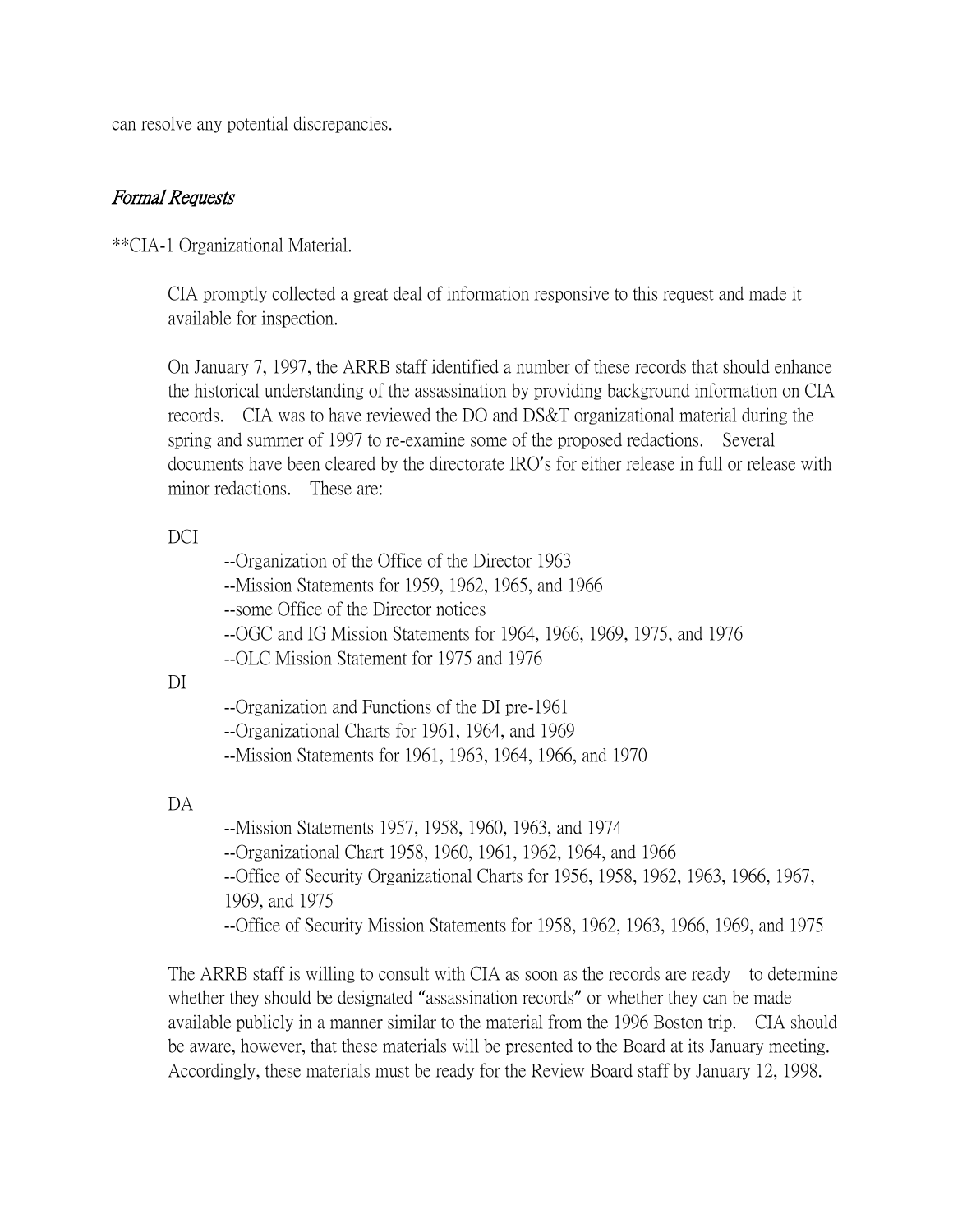can resolve any potential discrepancies.

## *Formal Requests*

**CIA-1 Organizational Material.

CIA promptly collected a great deal of information responsive to this request and made it available for inspection.

On January 7, 1997, the ARRB staff identified a number of these records that should enhance the historical understanding of the assassination by providing background information on CIA records. CIA was to have reviewed the DO and DS&T organizational material during the spring and summer of 1997 to re-examine some of the proposed redactions. Several documents have been cleared by the directorate IRO's for either release in full or release with minor redactions. These are:

DCI

- --Organization of the Office of the Director 1963
- --Mission Statements for 1959, 1962, 1965, and 1966
- --some Office of the Director notices
- --OGC and IG Mission Statements for 1964, 1966, 1969, 1975, and 1976
- --OLC Mission Statement for 1975 and 1976

DI

- --Organization and Functions of the DI pre-1961
- --Organizational Charts for 1961, 1964, and 1969
- --Mission Statements for 1961, 1963, 1964, 1966, and 1970

DA

- --Mission Statements 1957, 1958, 1960, 1963, and 1974
- --Organizational Chart 1958, 1960, 1961, 1962, 1964, and 1966
- --Office of Security Organizational Charts for 1956, 1958, 1962, 1963, 1966, 1967, 1969, and 1975
- --Office of Security Mission Statements for 1958, 1962, 1963, 1966, 1969, and 1975

The ARRB staff is willing to consult with CIA as soon as the records are ready to determine whether they should be designated "assassination records" or whether they can be made available publicly in a manner similar to the material from the 1996 Boston trip. CIA should be aware, however, that these materials will be presented to the Board at its January meeting. Accordingly, these materials must be ready for the Review Board staff by January 12, 1998.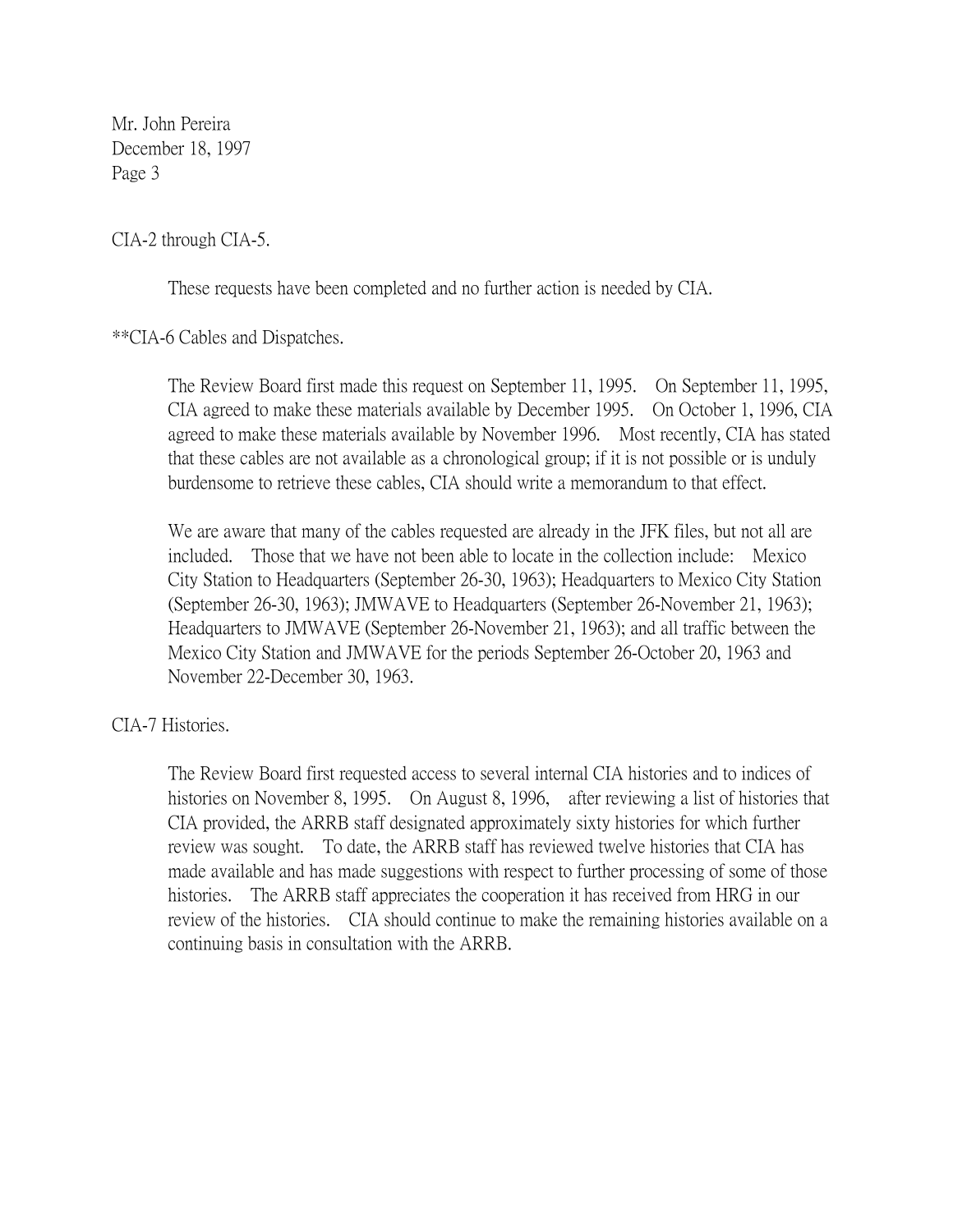Mr. John Pereira
December 18, 1997
Page 3

CIA-2 through CIA-5.

These requests have been completed and no further action is needed by CIA.

**CIA-6 Cables and Dispatches.

The Review Board first made this request on September 11, 1995. On September 11, 1995, CIA agreed to make these materials available by December 1995. On October 1, 1996, CIA agreed to make these materials available by November 1996. Most recently, CIA has stated that these cables are not available as a chronological group; if it is not possible or is unduly burdensome to retrieve these cables, CIA should write a memorandum to that effect.

We are aware that many of the cables requested are already in the JFK files, but not all are included. Those that we have not been able to locate in the collection include: Mexico City Station to Headquarters (September 26-30, 1963); Headquarters to Mexico City Station (September 26-30, 1963); JMWAVE to Headquarters (September 26-November 21, 1963); Headquarters to JMWAVE (September 26-November 21, 1963); and all traffic between the Mexico City Station and JMWAVE for the periods September 26-October 20, 1963 and November 22-December 30, 1963.

CIA-7 Histories.

The Review Board first requested access to several internal CIA histories and to indices of histories on November 8, 1995. On August 8, 1996, after reviewing a list of histories that CIA provided, the ARRB staff designated approximately sixty histories for which further review was sought. To date, the ARRB staff has reviewed twelve histories that CIA has made available and has made suggestions with respect to further processing of some of those histories. The ARRB staff appreciates the cooperation it has received from HRG in our review of the histories. CIA should continue to make the remaining histories available on a continuing basis in consultation with the ARRB.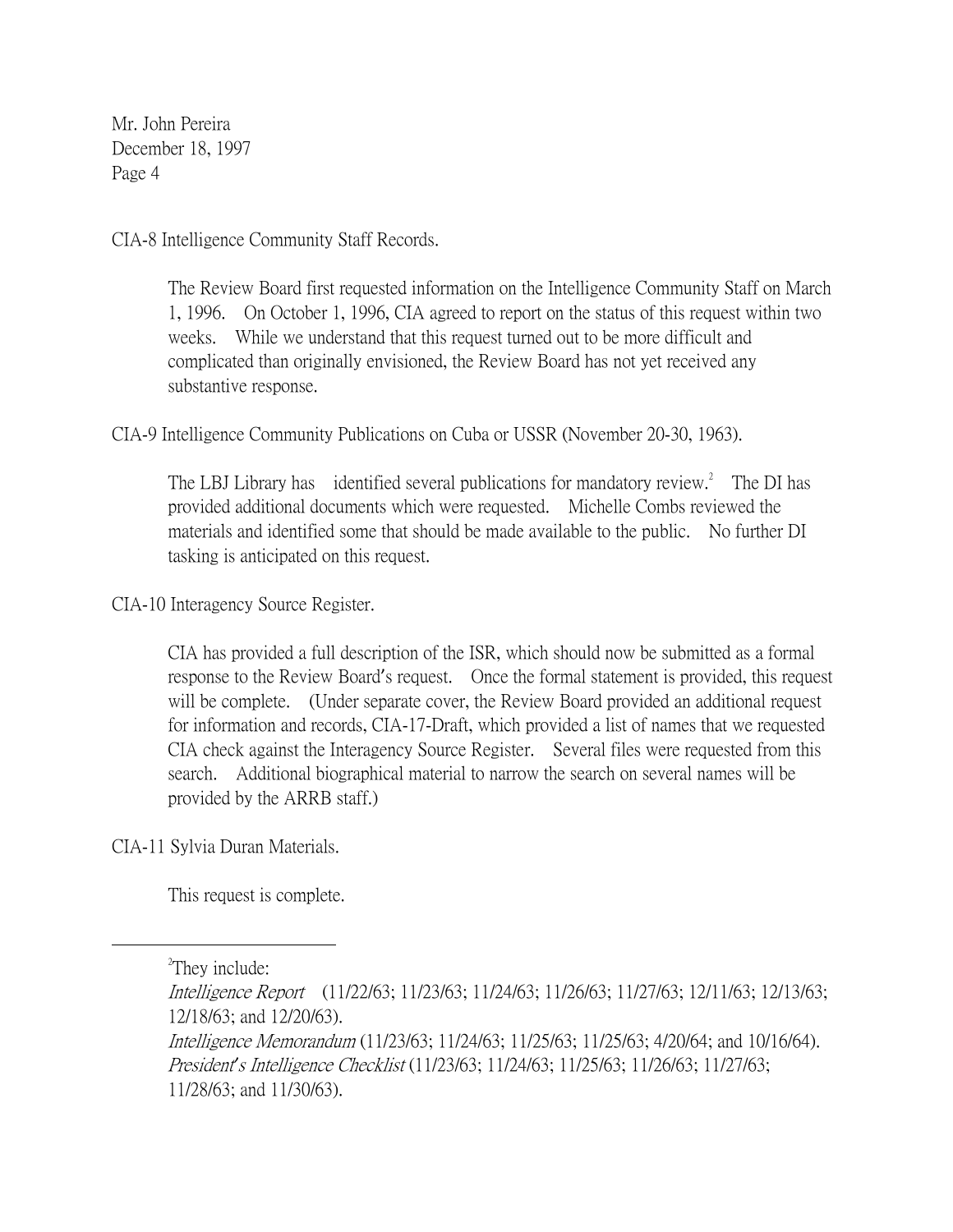Mr. John Pereira
December 18, 1997
Page 4

CIA-8 Intelligence Community Staff Records.

The Review Board first requested information on the Intelligence Community Staff on March 1, 1996. On October 1, 1996, CIA agreed to report on the status of this request within two weeks. While we understand that this request turned out to be more difficult and complicated than originally envisioned, the Review Board has not yet received any substantive response.

CIA-9 Intelligence Community Publications on Cuba or USSR (November 20-30, 1963).

The LBJ Library has identified several publications for mandatory review.[2] The DI has provided additional documents which were requested. Michelle Combs reviewed the materials and identified some that should be made available to the public. No further DI tasking is anticipated on this request.

CIA-10 Interagency Source Register.

CIA has provided a full description of the ISR, which should now be submitted as a formal response to the Review Board's request. Once the formal statement is provided, this request will be complete. (Under separate cover, the Review Board provided an additional request for information and records, CIA-17-Draft, which provided a list of names that we requested CIA check against the Interagency Source Register. Several files were requested from this search. Additional biographical material to narrow the search on several names will be provided by the ARRB staff.)

CIA-11 Sylvia Duran Materials.

This request is complete.

---

[2]They include:
*Intelligence Report* (11/22/63; 11/23/63; 11/24/63; 11/26/63; 11/27/63; 12/11/63; 12/13/63; 12/18/63; and 12/20/63).
*Intelligence Memorandum* (11/23/63; 11/24/63; 11/25/63; 11/25/63; 4/20/64; and 10/16/64).
*President's Intelligence Checklist* (11/23/63; 11/24/63; 11/25/63; 11/26/63; 11/27/63; 11/28/63; and 11/30/63).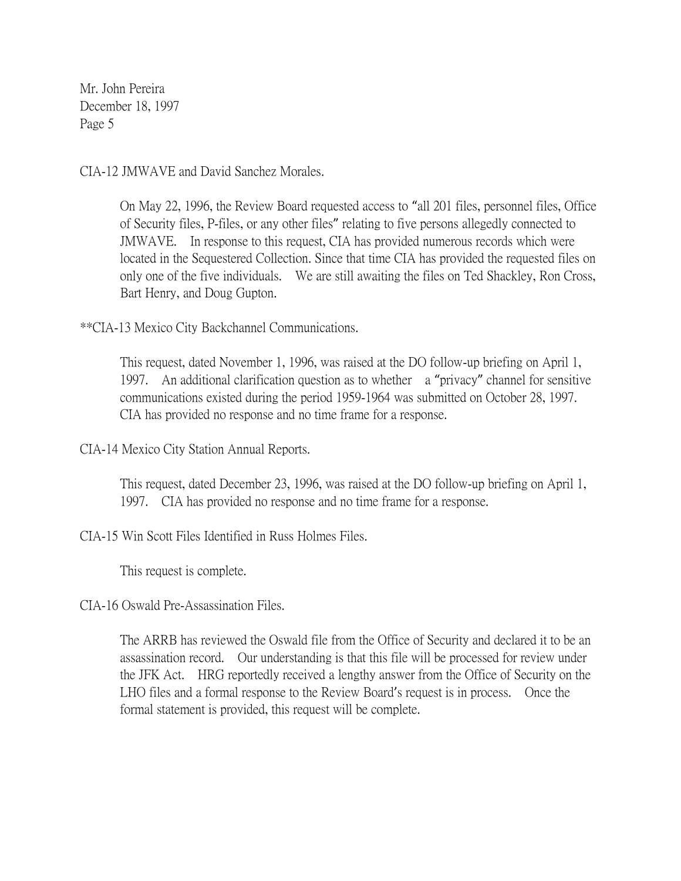Mr. John Pereira
December 18, 1997
Page 5

CIA-12 JMWAVE and David Sanchez Morales.

> On May 22, 1996, the Review Board requested access to "all 201 files, personnel files, Office of Security files, P-files, or any other files" relating to five persons allegedly connected to JMWAVE. In response to this request, CIA has provided numerous records which were located in the Sequestered Collection. Since that time CIA has provided the requested files on only one of the five individuals. We are still awaiting the files on Ted Shackley, Ron Cross, Bart Henry, and Doug Gupton.

**CIA-13 Mexico City Backchannel Communications.

> This request, dated November 1, 1996, was raised at the DO follow-up briefing on April 1, 1997. An additional clarification question as to whether a "privacy" channel for sensitive communications existed during the period 1959-1964 was submitted on October 28, 1997. CIA has provided no response and no time frame for a response.

CIA-14 Mexico City Station Annual Reports.

> This request, dated December 23, 1996, was raised at the DO follow-up briefing on April 1, 1997. CIA has provided no response and no time frame for a response.

CIA-15 Win Scott Files Identified in Russ Holmes Files.

> This request is complete.

CIA-16 Oswald Pre-Assassination Files.

> The ARRB has reviewed the Oswald file from the Office of Security and declared it to be an assassination record. Our understanding is that this file will be processed for review under the JFK Act. HRG reportedly received a lengthy answer from the Office of Security on the LHO files and a formal response to the Review Board's request is in process. Once the formal statement is provided, this request will be complete.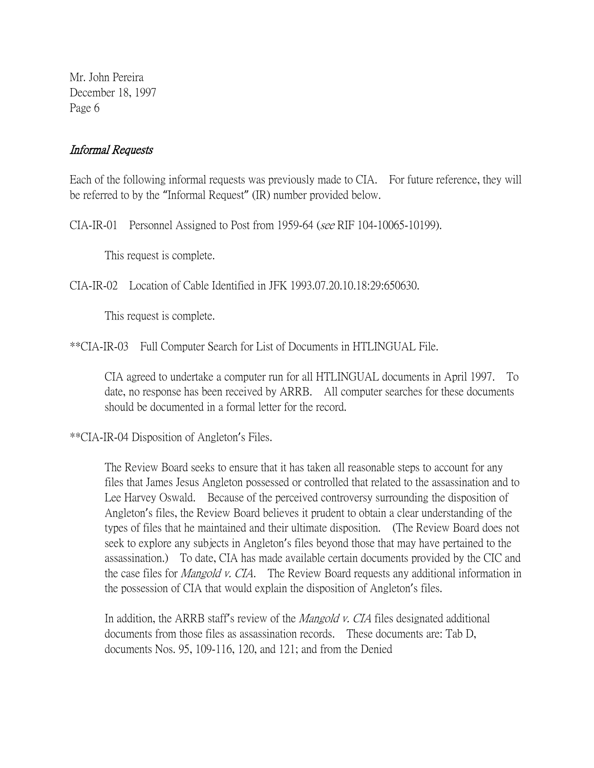Mr. John Pereira
December 18, 1997

*Informal Requests*

Each of the following informal requests was previously made to CIA. For future reference, they will be referred to by the "Informal Request" (IR) number provided below.

CIA-IR-01 Personnel Assigned to Post from 1959-64 (*see* RIF 104-10065-10199).

This request is complete.

CIA-IR-02 Location of Cable Identified in JFK 1993.07.20.10.18:29:650630.

This request is complete.

**CIA-IR-03 Full Computer Search for List of Documents in HTLINGUAL File.

CIA agreed to undertake a computer run for all HTLINGUAL documents in April 1997. To date, no response has been received by ARRB. All computer searches for these documents should be documented in a formal letter for the record.

**CIA-IR-04 Disposition of Angleton's Files.

The Review Board seeks to ensure that it has taken all reasonable steps to account for any files that James Jesus Angleton possessed or controlled that related to the assassination and to Lee Harvey Oswald. Because of the perceived controversy surrounding the disposition of Angleton's files, the Review Board believes it prudent to obtain a clear understanding of the types of files that he maintained and their ultimate disposition. (The Review Board does not seek to explore any subjects in Angleton's files beyond those that may have pertained to the assassination.) To date, CIA has made available certain documents provided by the CIC and the case files for *Mangold v. CIA*. The Review Board requests any additional information in the possession of CIA that would explain the disposition of Angleton's files.

In addition, the ARRB staff's review of the *Mangold v. CIA* files designated additional documents from those files as assassination records. These documents are: Tab D, documents Nos. 95, 109-116, 120, and 121; and from the Denied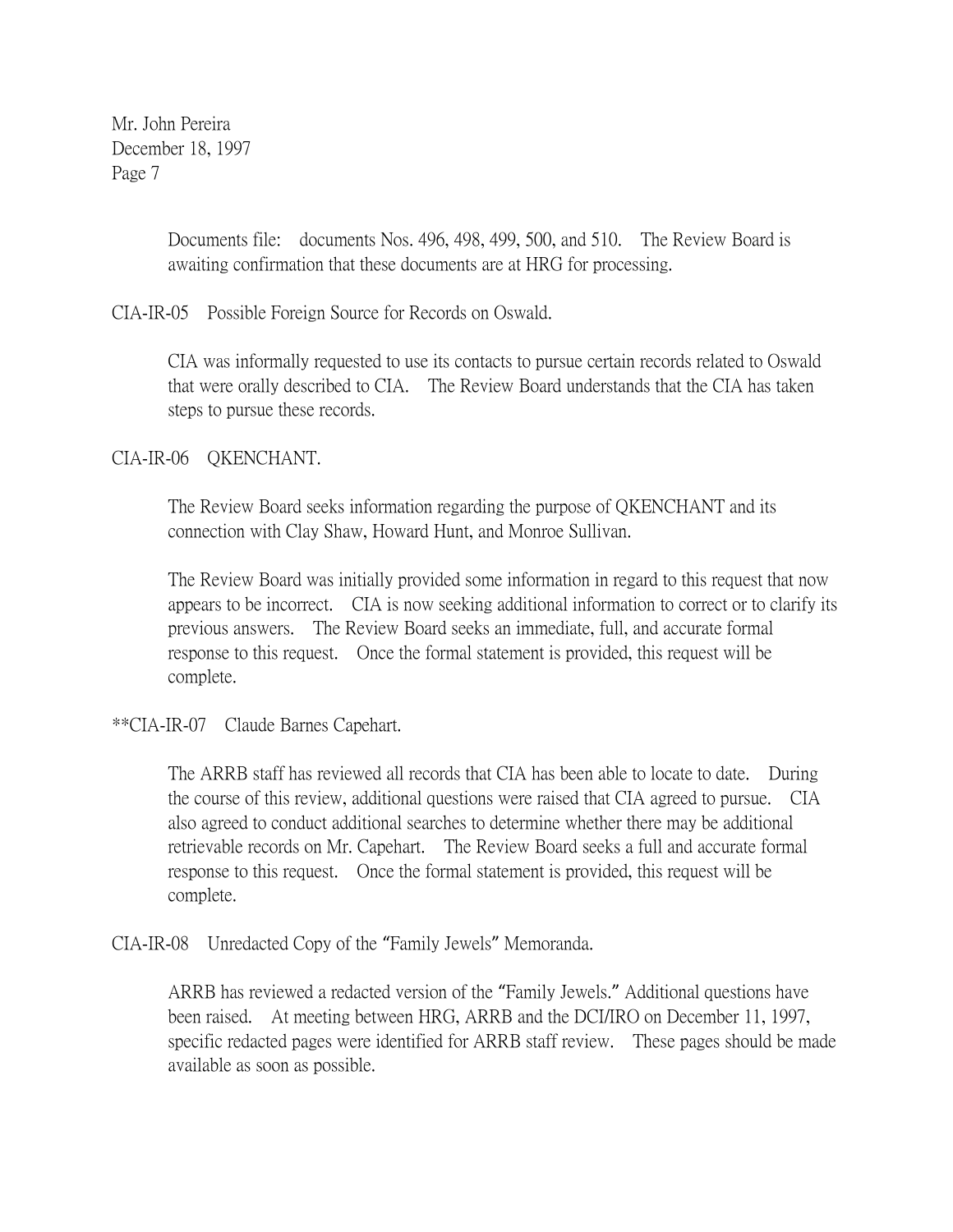Documents file: documents Nos. 496, 498, 499, 500, and 510. The Review Board is awaiting confirmation that these documents are at HRG for processing.

CIA-IR-05 Possible Foreign Source for Records on Oswald.

CIA was informally requested to use its contacts to pursue certain records related to Oswald that were orally described to CIA. The Review Board understands that the CIA has taken steps to pursue these records.

CIA-IR-06 QKENCHANT.

The Review Board seeks information regarding the purpose of QKENCHANT and its connection with Clay Shaw, Howard Hunt, and Monroe Sullivan.

The Review Board was initially provided some information in regard to this request that now appears to be incorrect. CIA is now seeking additional information to correct or to clarify its previous answers. The Review Board seeks an immediate, full, and accurate formal response to this request. Once the formal statement is provided, this request will be complete.

**CIA-IR-07 Claude Barnes Capehart.

The ARRB staff has reviewed all records that CIA has been able to locate to date. During the course of this review, additional questions were raised that CIA agreed to pursue. CIA also agreed to conduct additional searches to determine whether there may be additional retrievable records on Mr. Capehart. The Review Board seeks a full and accurate formal response to this request. Once the formal statement is provided, this request will be complete.

CIA-IR-08 Unredacted Copy of the "Family Jewels" Memoranda.

ARRB has reviewed a redacted version of the "Family Jewels." Additional questions have been raised. At meeting between HRG, ARRB and the DCI/IRO on December 11, 1997, specific redacted pages were identified for ARRB staff review. These pages should be made available as soon as possible.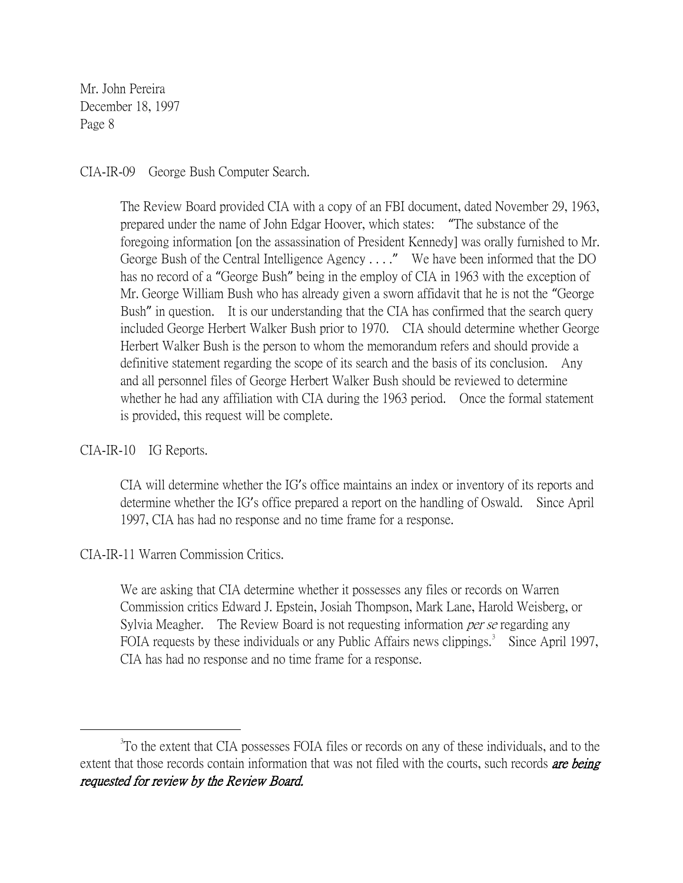Mr. John Pereira
December 18, 1997
Page 8

CIA-IR-09 George Bush Computer Search.

> The Review Board provided CIA with a copy of an FBI document, dated November 29, 1963, prepared under the name of John Edgar Hoover, which states: "The substance of the foregoing information [on the assassination of President Kennedy] was orally furnished to Mr. George Bush of the Central Intelligence Agency . . . ." We have been informed that the DO has no record of a "George Bush" being in the employ of CIA in 1963 with the exception of Mr. George William Bush who has already given a sworn affidavit that he is not the "George Bush" in question. It is our understanding that the CIA has confirmed that the search query included George Herbert Walker Bush prior to 1970. CIA should determine whether George Herbert Walker Bush is the person to whom the memorandum refers and should provide a definitive statement regarding the scope of its search and the basis of its conclusion. Any and all personnel files of George Herbert Walker Bush should be reviewed to determine whether he had any affiliation with CIA during the 1963 period. Once the formal statement is provided, this request will be complete.

CIA-IR-10 IG Reports.

> CIA will determine whether the IG's office maintains an index or inventory of its reports and determine whether the IG's office prepared a report on the handling of Oswald. Since April 1997, CIA has had no response and no time frame for a response.

CIA-IR-11 Warren Commission Critics.

> We are asking that CIA determine whether it possesses any files or records on Warren Commission critics Edward J. Epstein, Josiah Thompson, Mark Lane, Harold Weisberg, or Sylvia Meagher. The Review Board is not requesting information *per se* regarding any FOIA requests by these individuals or any Public Affairs news clippings.[3] Since April 1997, CIA has had no response and no time frame for a response.

---

[3] To the extent that CIA possesses FOIA files or records on any of these individuals, and to the extent that those records contain information that was not filed with the courts, such records ***are being requested for review by the Review Board.***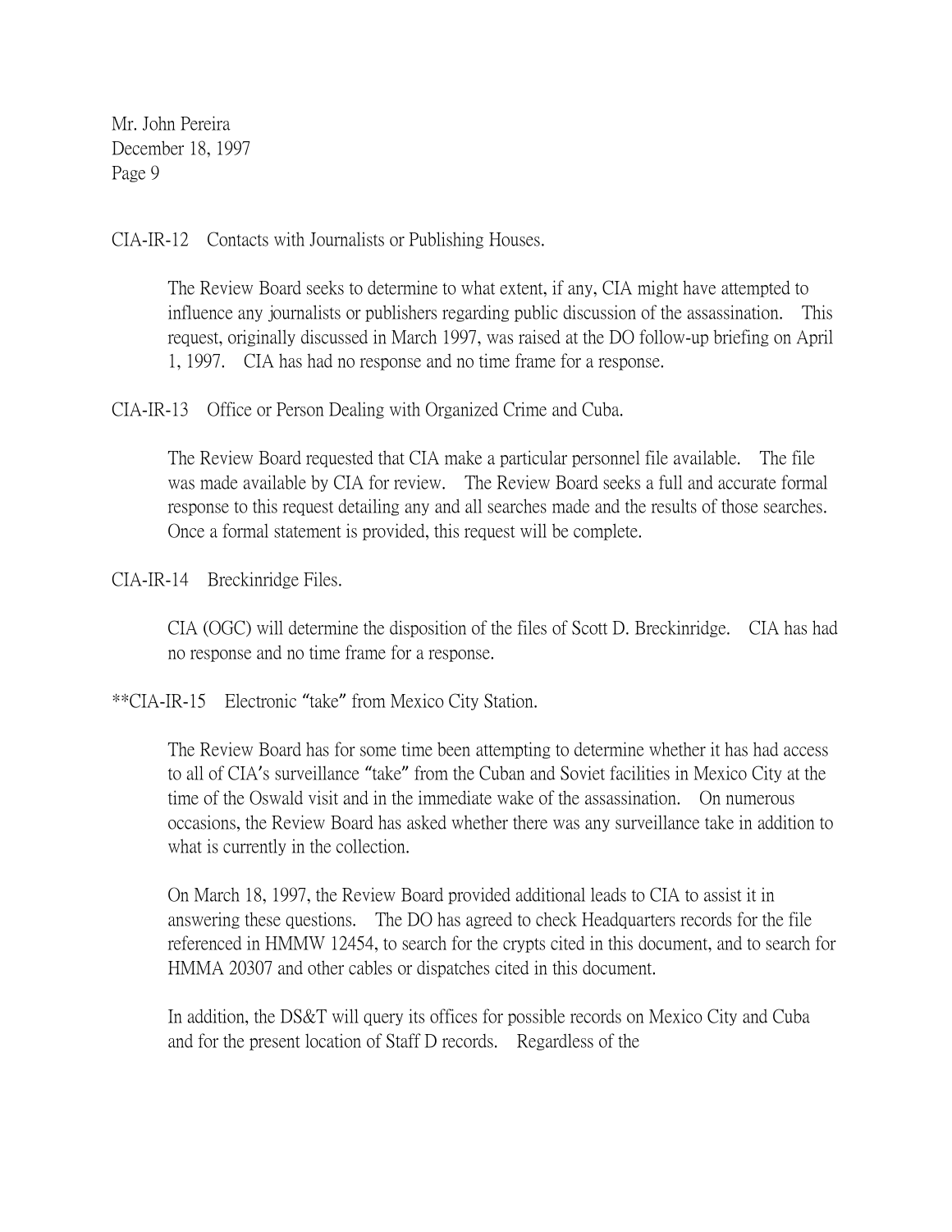Mr. John Pereira
December 18, 1997
Page 9

CIA-IR-12 Contacts with Journalists or Publishing Houses.

> The Review Board seeks to determine to what extent, if any, CIA might have attempted to influence any journalists or publishers regarding public discussion of the assassination. This request, originally discussed in March 1997, was raised at the DO follow-up briefing on April 1, 1997. CIA has had no response and no time frame for a response.

CIA-IR-13 Office or Person Dealing with Organized Crime and Cuba.

> The Review Board requested that CIA make a particular personnel file available. The file was made available by CIA for review. The Review Board seeks a full and accurate formal response to this request detailing any and all searches made and the results of those searches. Once a formal statement is provided, this request will be complete.

CIA-IR-14 Breckinridge Files.

> CIA (OGC) will determine the disposition of the files of Scott D. Breckinridge. CIA has had no response and no time frame for a response.

**CIA-IR-15 Electronic "take" from Mexico City Station.

> The Review Board has for some time been attempting to determine whether it has had access to all of CIA's surveillance "take" from the Cuban and Soviet facilities in Mexico City at the time of the Oswald visit and in the immediate wake of the assassination. On numerous occasions, the Review Board has asked whether there was any surveillance take in addition to what is currently in the collection.
>
> On March 18, 1997, the Review Board provided additional leads to CIA to assist it in answering these questions. The DO has agreed to check Headquarters records for the file referenced in HMMW 12454, to search for the crypts cited in this document, and to search for HMMA 20307 and other cables or dispatches cited in this document.
>
> In addition, the DS&T will query its offices for possible records on Mexico City and Cuba and for the present location of Staff D records. Regardless of the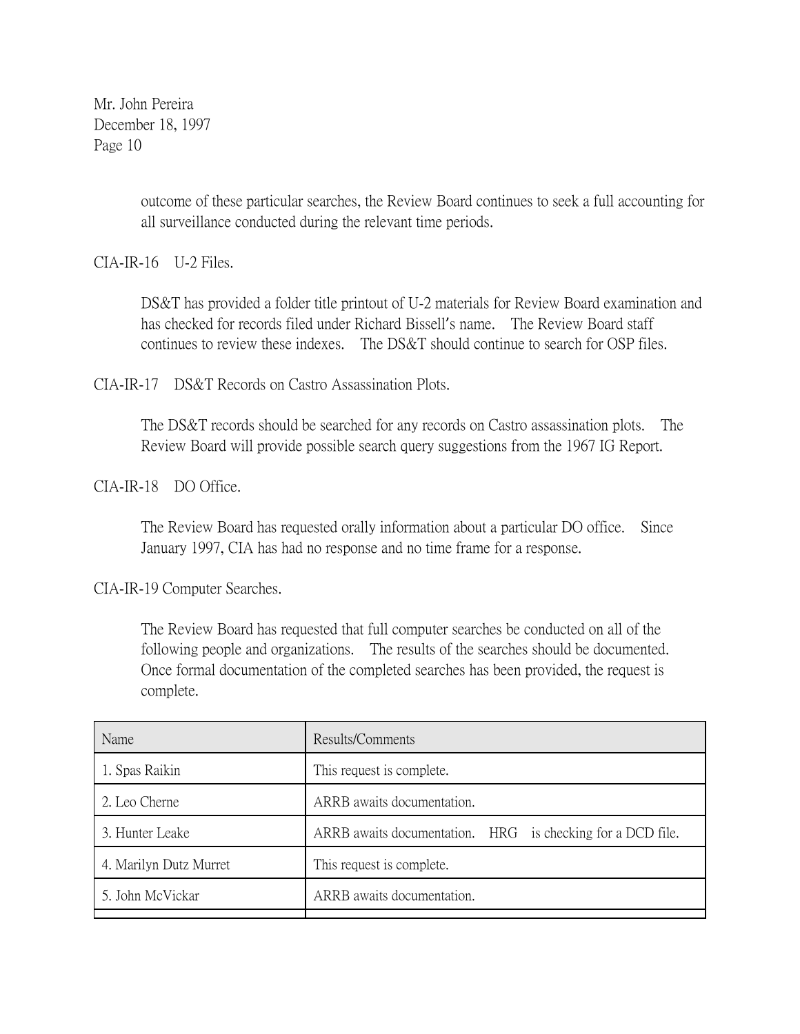outcome of these particular searches, the Review Board continues to seek a full accounting for all surveillance conducted during the relevant time periods.

CIA-IR-16 U-2 Files.

DS&T has provided a folder title printout of U-2 materials for Review Board examination and has checked for records filed under Richard Bissell's name. The Review Board staff continues to review these indexes. The DS&T should continue to search for OSP files.

CIA-IR-17 DS&T Records on Castro Assassination Plots.

The DS&T records should be searched for any records on Castro assassination plots. The Review Board will provide possible search query suggestions from the 1967 IG Report.

CIA-IR-18 DO Office.

The Review Board has requested orally information about a particular DO office. Since January 1997, CIA has had no response and no time frame for a response.

CIA-IR-19 Computer Searches.

The Review Board has requested that full computer searches be conducted on all of the following people and organizations. The results of the searches should be documented. Once formal documentation of the completed searches has been provided, the request is complete.

| Name | Results/Comments |
|---|---|
| 1. Spas Raikin | This request is complete. |
| 2. Leo Cherne | ARRB awaits documentation. |
| 3. Hunter Leake | ARRB awaits documentation. HRG is checking for a DCD file. |
| 4. Marilyn Dutz Murret | This request is complete. |
| 5. John McVickar | ARRB awaits documentation. |
| | |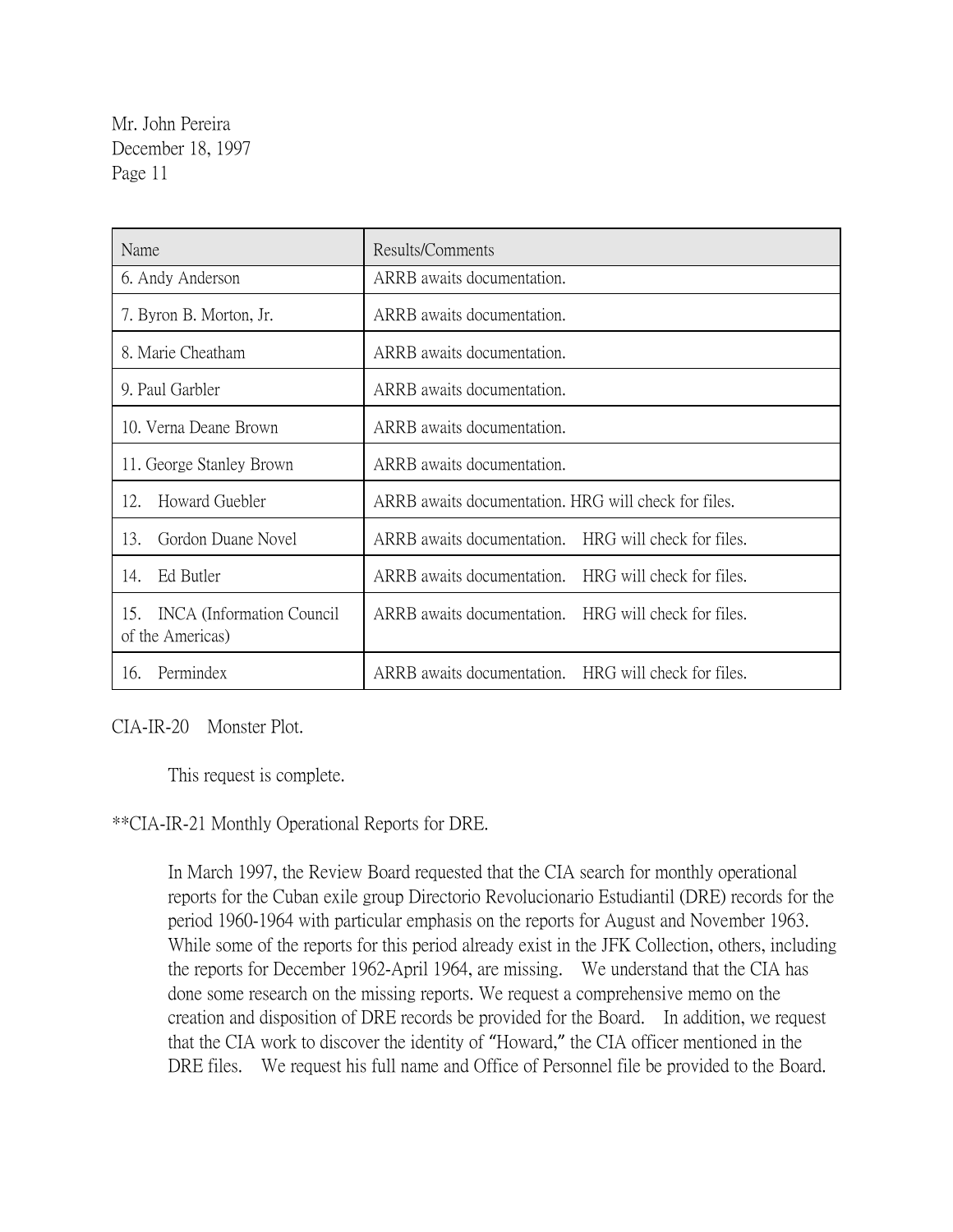| Name | Results/Comments |
|---|---|
| 6. Andy Anderson | ARRB awaits documentation. |
| 7. Byron B. Morton, Jr. | ARRB awaits documentation. |
| 8. Marie Cheatham | ARRB awaits documentation. |
| 9. Paul Garbler | ARRB awaits documentation. |
| 10. Verna Deane Brown | ARRB awaits documentation. |
| 11. George Stanley Brown | ARRB awaits documentation. |
| 12. Howard Guebler | ARRB awaits documentation. HRG will check for files. |
| 13. Gordon Duane Novel | ARRB awaits documentation. HRG will check for files. |
| 14. Ed Butler | ARRB awaits documentation. HRG will check for files. |
| 15. INCA (Information Council of the Americas) | ARRB awaits documentation. HRG will check for files. |
| 16. Permindex | ARRB awaits documentation. HRG will check for files. |

CIA-IR-20 Monster Plot.

This request is complete.

**CIA-IR-21 Monthly Operational Reports for DRE.

In March 1997, the Review Board requested that the CIA search for monthly operational reports for the Cuban exile group Directorio Revolucionario Estudiantil (DRE) records for the period 1960-1964 with particular emphasis on the reports for August and November 1963. While some of the reports for this period already exist in the JFK Collection, others, including the reports for December 1962-April 1964, are missing. We understand that the CIA has done some research on the missing reports. We request a comprehensive memo on the creation and disposition of DRE records be provided for the Board. In addition, we request that the CIA work to discover the identity of "Howard," the CIA officer mentioned in the DRE files. We request his full name and Office of Personnel file be provided to the Board.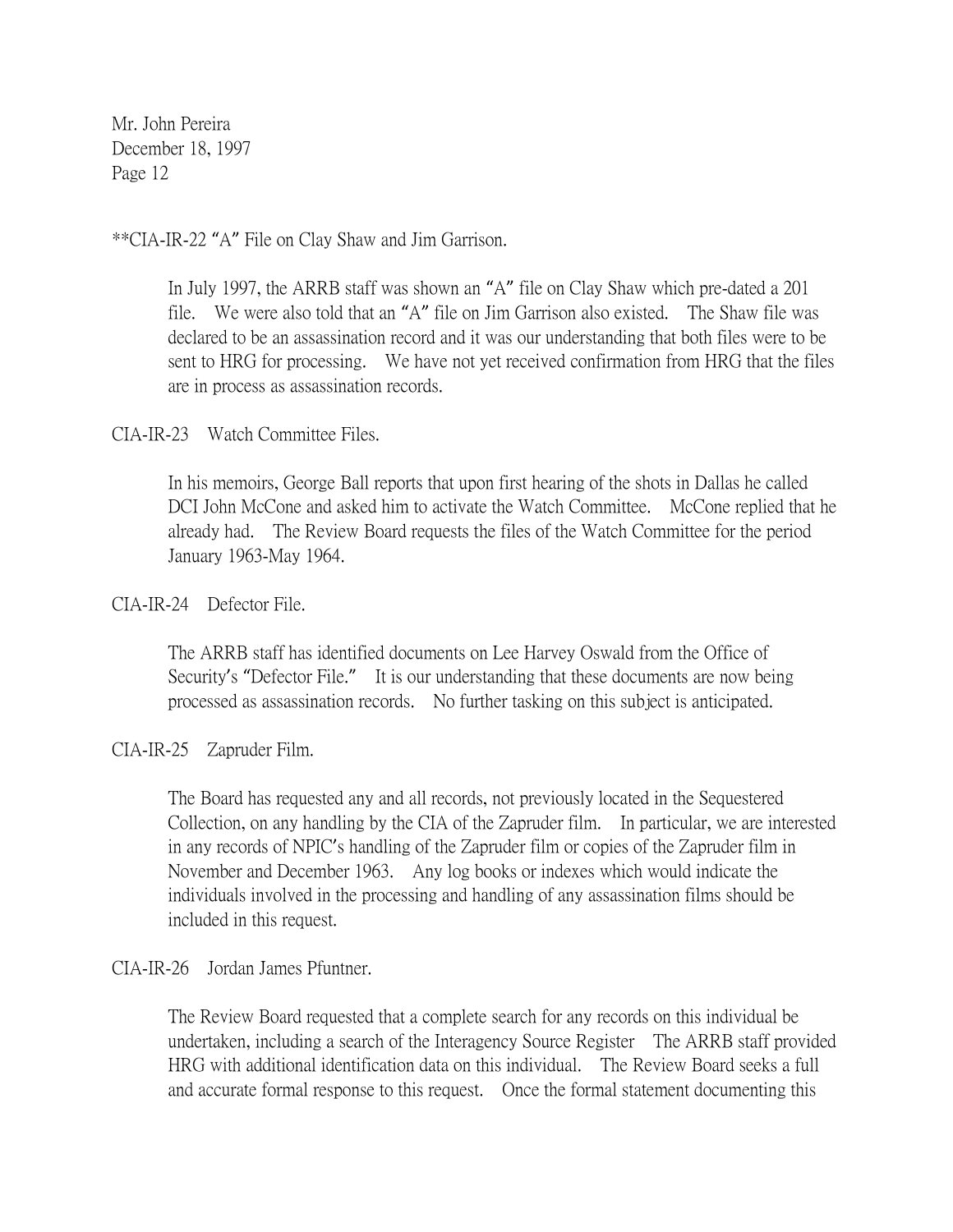Mr. John Pereira
December 18, 1997
Page 12

**CIA-IR-22 "A" File on Clay Shaw and Jim Garrison.

> In July 1997, the ARRB staff was shown an "A" file on Clay Shaw which pre-dated a 201 file. We were also told that an "A" file on Jim Garrison also existed. The Shaw file was declared to be an assassination record and it was our understanding that both files were to be sent to HRG for processing. We have not yet received confirmation from HRG that the files are in process as assassination records.

CIA-IR-23 Watch Committee Files.

> In his memoirs, George Ball reports that upon first hearing of the shots in Dallas he called DCI John McCone and asked him to activate the Watch Committee. McCone replied that he already had. The Review Board requests the files of the Watch Committee for the period January 1963-May 1964.

CIA-IR-24 Defector File.

> The ARRB staff has identified documents on Lee Harvey Oswald from the Office of Security's "Defector File." It is our understanding that these documents are now being processed as assassination records. No further tasking on this subject is anticipated.

CIA-IR-25 Zapruder Film.

> The Board has requested any and all records, not previously located in the Sequestered Collection, on any handling by the CIA of the Zapruder film. In particular, we are interested in any records of NPIC's handling of the Zapruder film or copies of the Zapruder film in November and December 1963. Any log books or indexes which would indicate the individuals involved in the processing and handling of any assassination films should be included in this request.

CIA-IR-26 Jordan James Pfuntner.

> The Review Board requested that a complete search for any records on this individual be undertaken, including a search of the Interagency Source Register The ARRB staff provided HRG with additional identification data on this individual. The Review Board seeks a full and accurate formal response to this request. Once the formal statement documenting this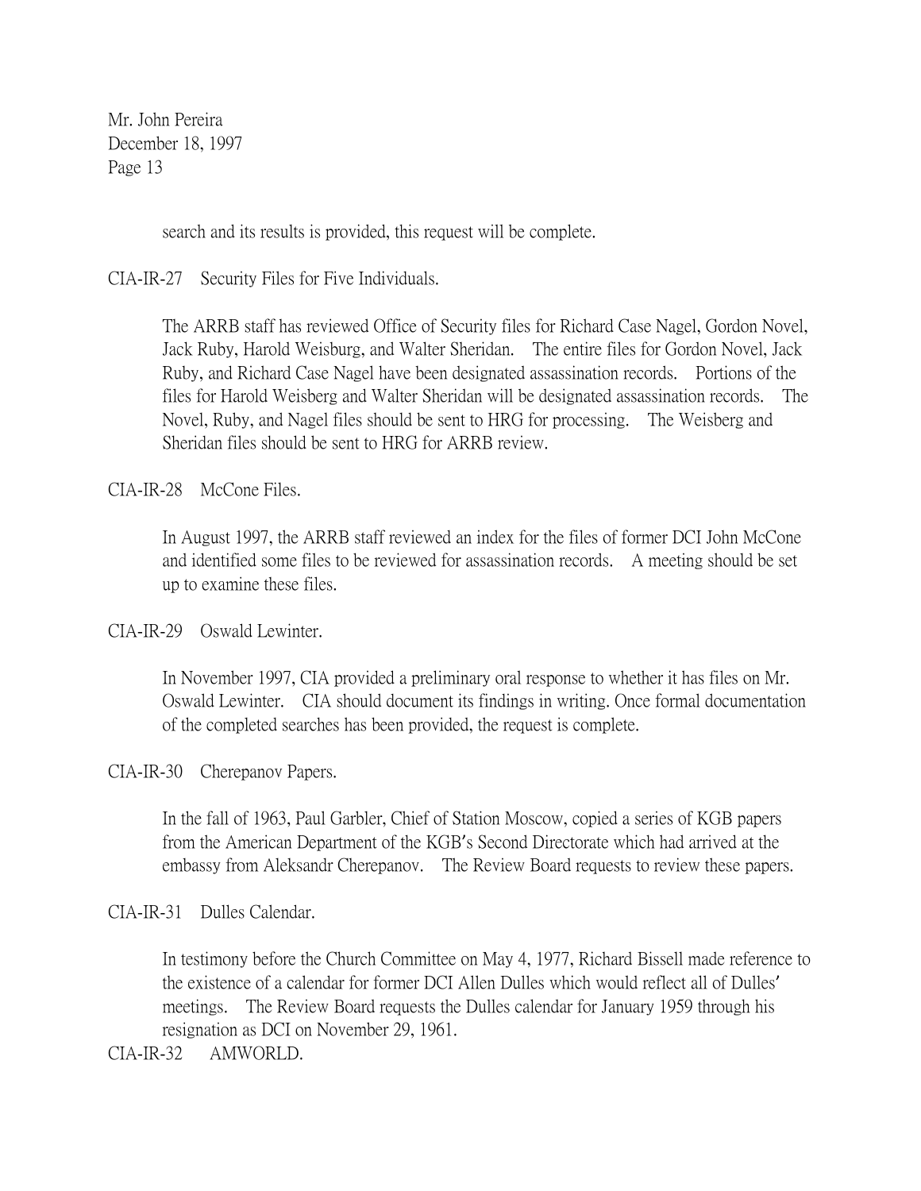search and its results is provided, this request will be complete.

CIA-IR-27 Security Files for Five Individuals.

The ARRB staff has reviewed Office of Security files for Richard Case Nagel, Gordon Novel, Jack Ruby, Harold Weisburg, and Walter Sheridan. The entire files for Gordon Novel, Jack Ruby, and Richard Case Nagel have been designated assassination records. Portions of the files for Harold Weisberg and Walter Sheridan will be designated assassination records. The Novel, Ruby, and Nagel files should be sent to HRG for processing. The Weisberg and Sheridan files should be sent to HRG for ARRB review.

CIA-IR-28 McCone Files.

In August 1997, the ARRB staff reviewed an index for the files of former DCI John McCone and identified some files to be reviewed for assassination records. A meeting should be set up to examine these files.

CIA-IR-29 Oswald Lewinter.

In November 1997, CIA provided a preliminary oral response to whether it has files on Mr. Oswald Lewinter. CIA should document its findings in writing. Once formal documentation of the completed searches has been provided, the request is complete.

CIA-IR-30 Cherepanov Papers.

In the fall of 1963, Paul Garbler, Chief of Station Moscow, copied a series of KGB papers from the American Department of the KGB's Second Directorate which had arrived at the embassy from Aleksandr Cherepanov. The Review Board requests to review these papers.

CIA-IR-31 Dulles Calendar.

In testimony before the Church Committee on May 4, 1977, Richard Bissell made reference to the existence of a calendar for former DCI Allen Dulles which would reflect all of Dulles' meetings. The Review Board requests the Dulles calendar for January 1959 through his resignation as DCI on November 29, 1961.

CIA-IR-32 AMWORLD.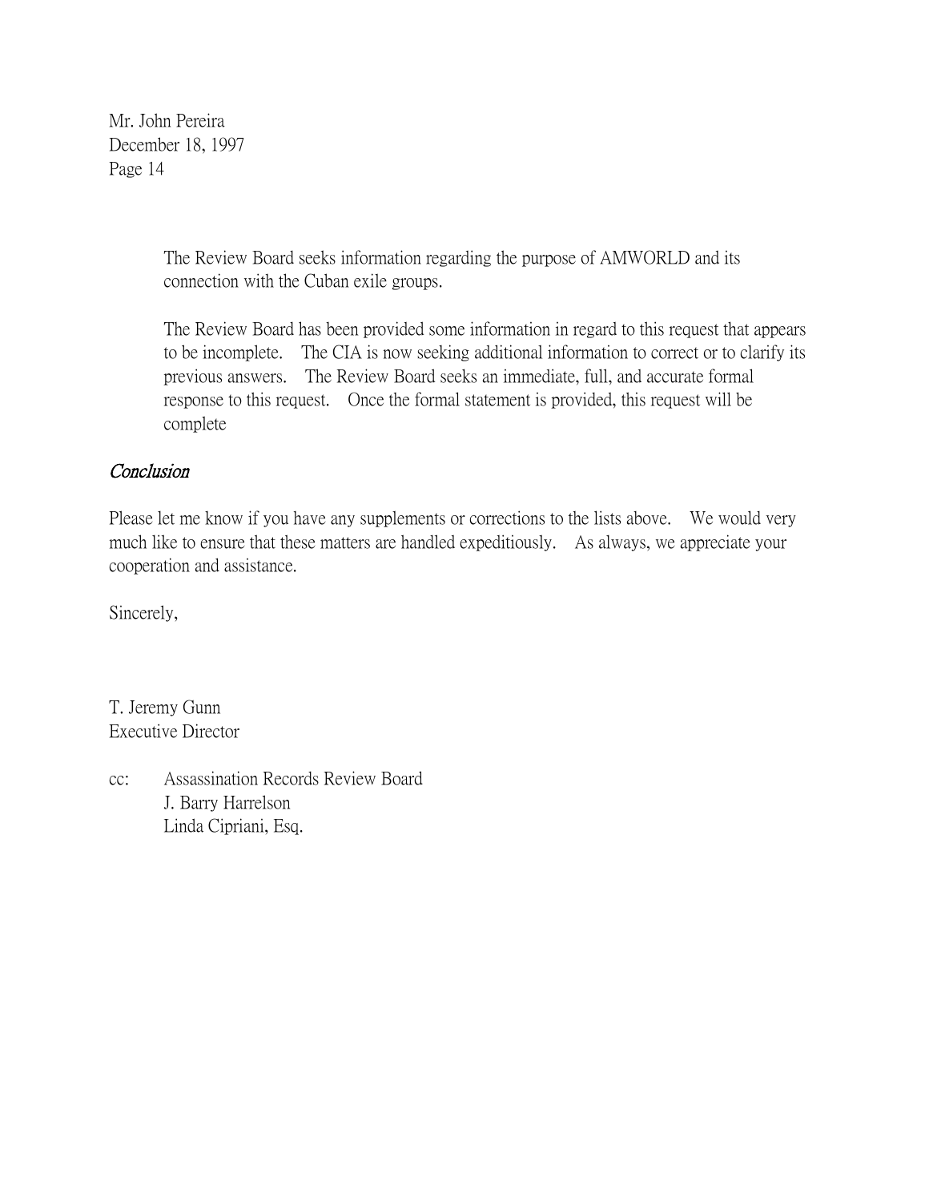Mr. John Pereira
December 18, 1997

The Review Board seeks information regarding the purpose of AMWORLD and its connection with the Cuban exile groups.

The Review Board has been provided some information in regard to this request that appears to be incomplete. The CIA is now seeking additional information to correct or to clarify its previous answers. The Review Board seeks an immediate, full, and accurate formal response to this request. Once the formal statement is provided, this request will be complete

*Conclusion*

Please let me know if you have any supplements or corrections to the lists above. We would very much like to ensure that these matters are handled expeditiously. As always, we appreciate your cooperation and assistance.

Sincerely,

T. Jeremy Gunn
Executive Director

cc: Assassination Records Review Board
J. Barry Harrelson
Linda Cipriani, Esq.